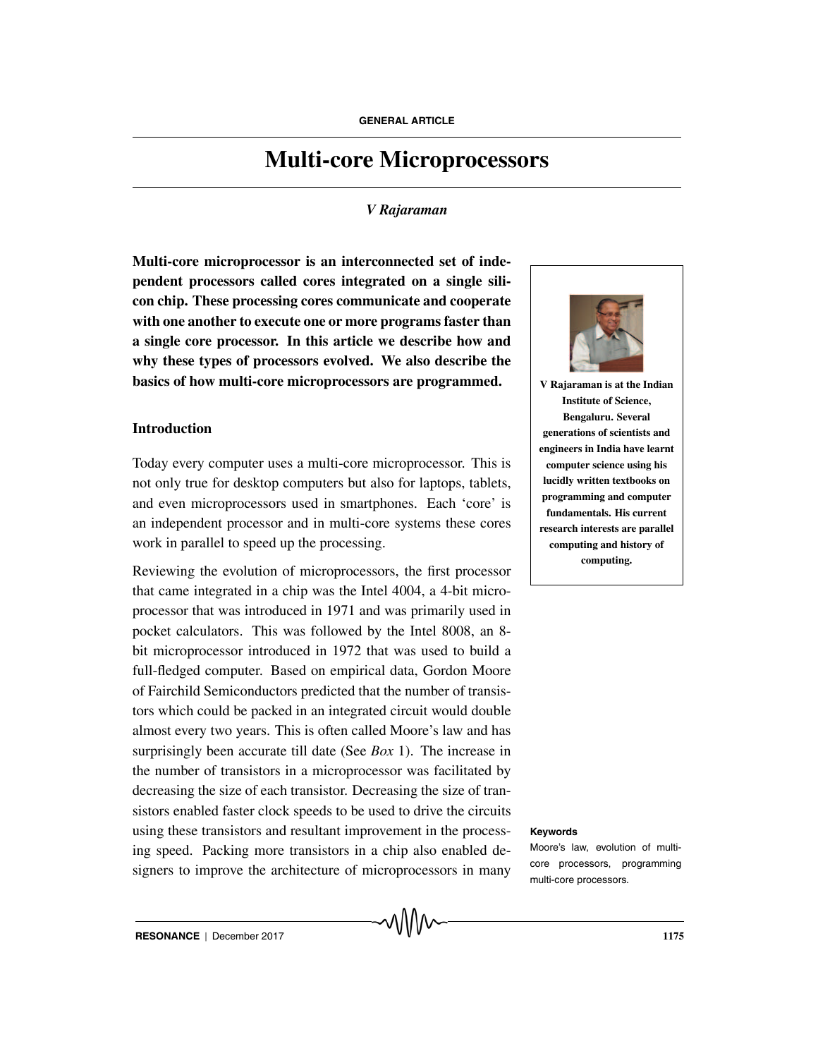# Multi-core Microprocessors

*V Rajaraman*

**Multi-core microprocessor is an interconnected set of independent processors called cores integrated on a single silicon chip. These processing cores communicate and cooperate with one another to execute one or more programs faster than a single core processor. In this article we describe how and why these types of processors evolved. We also describe the basics of how multi-core microprocessors are programmed.**

**V Rajaraman is at the Indian Institute of Science, Bengaluru. Several generations of scientists and engineers in India have learnt computer science using his lucidly written textbooks on programming and computer fundamentals. His current research interests are parallel computing and history of computing.**

## Introduction

Today every computer uses a multi-core microprocessor. This is not only true for desktop computers but also for laptops, tablets, and even microprocessors used in smartphones. Each 'core' is an independent processor and in multi-core systems these cores work in parallel to speed up the processing.

Reviewing the evolution of microprocessors, the first processor that came integrated in a chip was the Intel 4004, a 4-bit microprocessor that was introduced in 1971 and was primarily used in pocket calculators. This was followed by the Intel 8008, an 8-bit microprocessor introduced in 1972 that was used to build a full-fledged computer. Based on empirical data, Gordon Moore of Fairchild Semiconductors predicted that the number of transistors which could be packed in an integrated circuit would double almost every two years. This is often called Moore's law and has surprisingly been accurate till date (See *Box* 1). The increase in the number of transistors in a microprocessor was facilitated by decreasing the size of each transistor. Decreasing the size of transistors enabled faster clock speeds to be used to drive the circuits using these transistors and resultant improvement in the processing speed. Packing more transistors in a chip also enabled designers to improve the architecture of microprocessors in many

**Keywords**

Moore's law, evolution of multi-core processors, programming multi-core processors.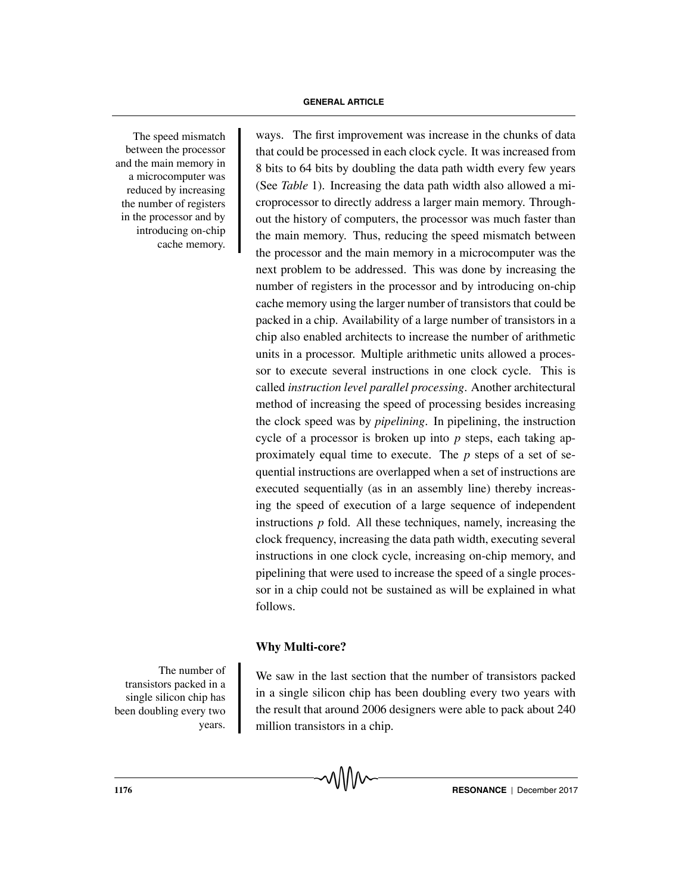ways. The first improvement was increase in the chunks of data that could be processed in each clock cycle. It was increased from 8 bits to 64 bits by doubling the data path width every few years (See *Table* 1). Increasing the data path width also allowed a microprocessor to directly address a larger main memory. Throughout the history of computers, the processor was much faster than the main memory. Thus, reducing the speed mismatch between the processor and the main memory in a microcomputer was the next problem to be addressed. This was done by increasing the number of registers in the processor and by introducing on-chip cache memory using the larger number of transistors that could be packed in a chip. Availability of a large number of transistors in a chip also enabled architects to increase the number of arithmetic units in a processor. Multiple arithmetic units allowed a processor to execute several instructions in one clock cycle. This is called *instruction level parallel processing*. Another architectural method of increasing the speed of processing besides increasing the clock speed was by *pipelining*. In pipelining, the instruction cycle of a processor is broken up into $p$ steps, each taking approximately equal time to execute. The $p$ steps of a set of sequential instructions are overlapped when a set of instructions are executed sequentially (as in an assembly line) thereby increasing the speed of execution of a large sequence of independent instructions $p$ fold. All these techniques, namely, increasing the clock frequency, increasing the data path width, executing several instructions in one clock cycle, increasing on-chip memory, and pipelining that were used to increase the speed of a single processor in a chip could not be sustained as will be explained in what follows.

The speed mismatch between the processor and the main memory in a microcomputer was reduced by increasing the number of registers in the processor and by introducing on-chip cache memory.

## Why Multi-core?

We saw in the last section that the number of transistors packed in a single silicon chip has been doubling every two years with the result that around 2006 designers were able to pack about 240 million transistors in a chip.

The number of transistors packed in a single silicon chip has been doubling every two years.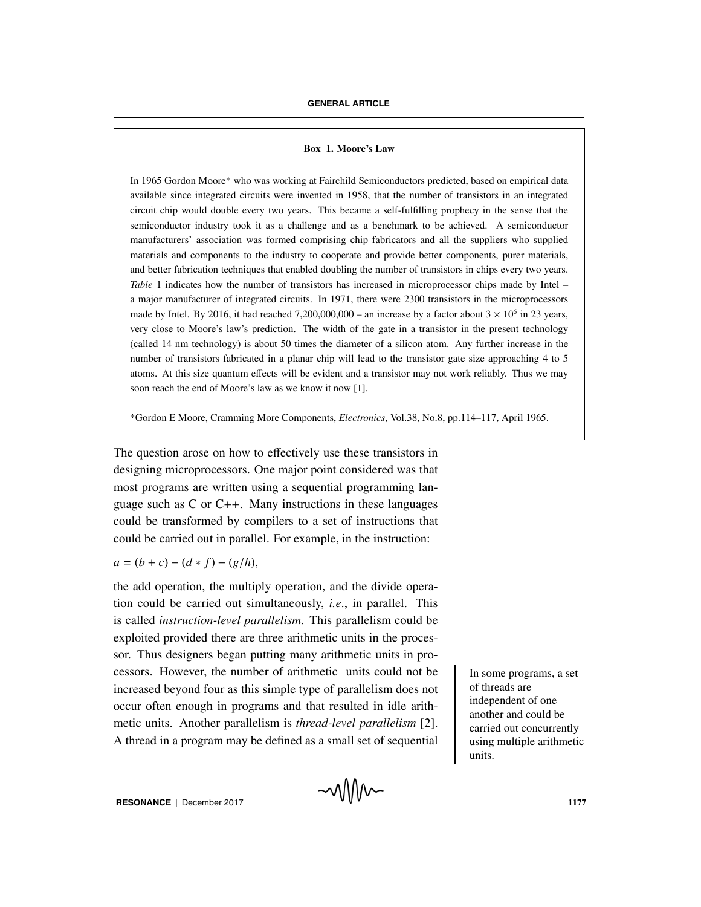### Box 1. Moore's Law

In 1965 Gordon Moore* who was working at Fairchild Semiconductors predicted, based on empirical data available since integrated circuits were invented in 1958, that the number of transistors in an integrated circuit chip would double every two years. This became a self-fulfilling prophecy in the sense that the semiconductor industry took it as a challenge and as a benchmark to be achieved. A semiconductor manufacturers' association was formed comprising chip fabricators and all the suppliers who supplied materials and components to the industry to cooperate and provide better components, purer materials, and better fabrication techniques that enabled doubling the number of transistors in chips every two years. *Table* 1 indicates how the number of transistors has increased in microprocessor chips made by Intel – a major manufacturer of integrated circuits. In 1971, there were 2300 transistors in the microprocessors made by Intel. By 2016, it had reached 7,200,000,000 – an increase by a factor about $3 \times 10^6$ in 23 years, very close to Moore's law's prediction. The width of the gate in a transistor in the present technology (called 14 nm technology) is about 50 times the diameter of a silicon atom. Any further increase in the number of transistors fabricated in a planar chip will lead to the transistor gate size approaching 4 to 5 atoms. At this size quantum effects will be evident and a transistor may not work reliably. Thus we may soon reach the end of Moore's law as we know it now [1].

*Gordon E Moore, Cramming More Components, *Electronics*, Vol.38, No.8, pp.114–117, April 1965.

The question arose on how to effectively use these transistors in designing microprocessors. One major point considered was that most programs are written using a sequential programming language such as C or C++. Many instructions in these languages could be transformed by compilers to a set of instructions that could be carried out in parallel. For example, in the instruction:

$a = (b + c) - (d * f) - (g/h)$,

the add operation, the multiply operation, and the divide operation could be carried out simultaneously, *i.e*., in parallel. This is called *instruction-level parallelism*. This parallelism could be exploited provided there are three arithmetic units in the processor. Thus designers began putting many arithmetic units in processors. However, the number of arithmetic units could not be increased beyond four as this simple type of parallelism does not occur often enough in programs and that resulted in idle arithmetic units. Another parallelism is *thread-level parallelism* [2]. A thread in a program may be defined as a small set of sequential

In some programs, a set of threads are independent of one another and could be carried out concurrently using multiple arithmetic units.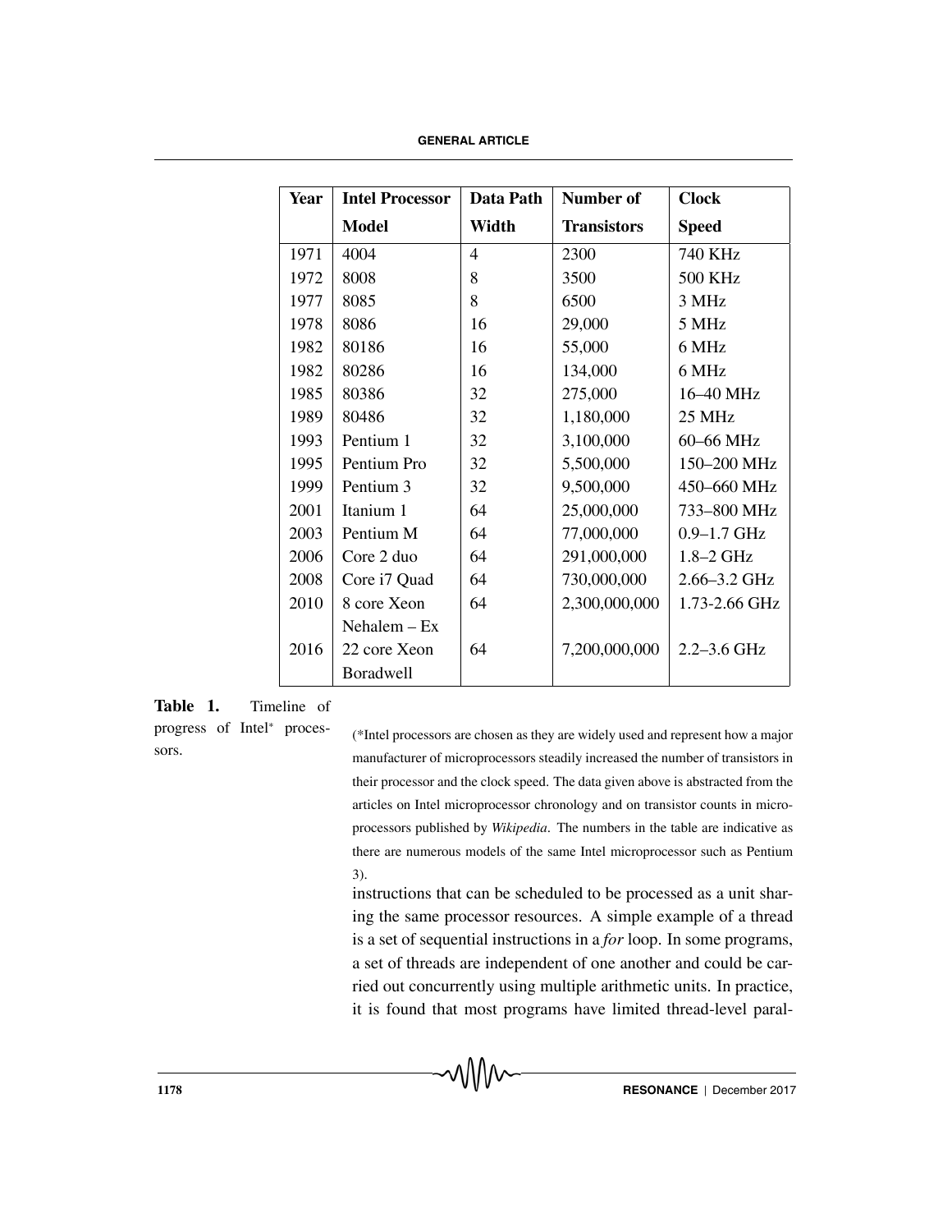| Year | Intel Processor Model | Data Path Width | Number of Transistors | Clock Speed |
|---|---|---|---|---|
| 1971 | 4004 | 4 | 2300 | 740 KHz |
| 1972 | 8008 | 8 | 3500 | 500 KHz |
| 1977 | 8085 | 8 | 6500 | 3 MHz |
| 1978 | 8086 | 16 | 29,000 | 5 MHz |
| 1982 | 80186 | 16 | 55,000 | 6 MHz |
| 1982 | 80286 | 16 | 134,000 | 6 MHz |
| 1985 | 80386 | 32 | 275,000 | 16–40 MHz |
| 1989 | 80486 | 32 | 1,180,000 | 25 MHz |
| 1993 | Pentium 1 | 32 | 3,100,000 | 60–66 MHz |
| 1995 | Pentium Pro | 32 | 5,500,000 | 150–200 MHz |
| 1999 | Pentium 3 | 32 | 9,500,000 | 450–660 MHz |
| 2001 | Itanium 1 | 64 | 25,000,000 | 733–800 MHz |
| 2003 | Pentium M | 64 | 77,000,000 | 0.9–1.7 GHz |
| 2006 | Core 2 duo | 64 | 291,000,000 | 1.8–2 GHz |
| 2008 | Core i7 Quad | 64 | 730,000,000 | 2.66–3.2 GHz |
| 2010 | 8 core Xeon Nehalem – Ex | 64 | 2,300,000,000 | 1.73-2.66 GHz |
| 2016 | 22 core Xeon Boradwell | 64 | 7,200,000,000 | 2.2–3.6 GHz |

**Table 1.** Timeline of progress of Intel* processors.

(*Intel processors are chosen as they are widely used and represent how a major manufacturer of microprocessors steadily increased the number of transistors in their processor and the clock speed. The data given above is abstracted from the articles on Intel microprocessor chronology and on transistor counts in microprocessors published by *Wikipedia*. The numbers in the table are indicative as there are numerous models of the same Intel microprocessor such as Pentium 3).

instructions that can be scheduled to be processed as a unit sharing the same processor resources. A simple example of a thread is a set of sequential instructions in a *for* loop. In some programs, a set of threads are independent of one another and could be carried out concurrently using multiple arithmetic units. In practice, it is found that most programs have limited thread-level paral-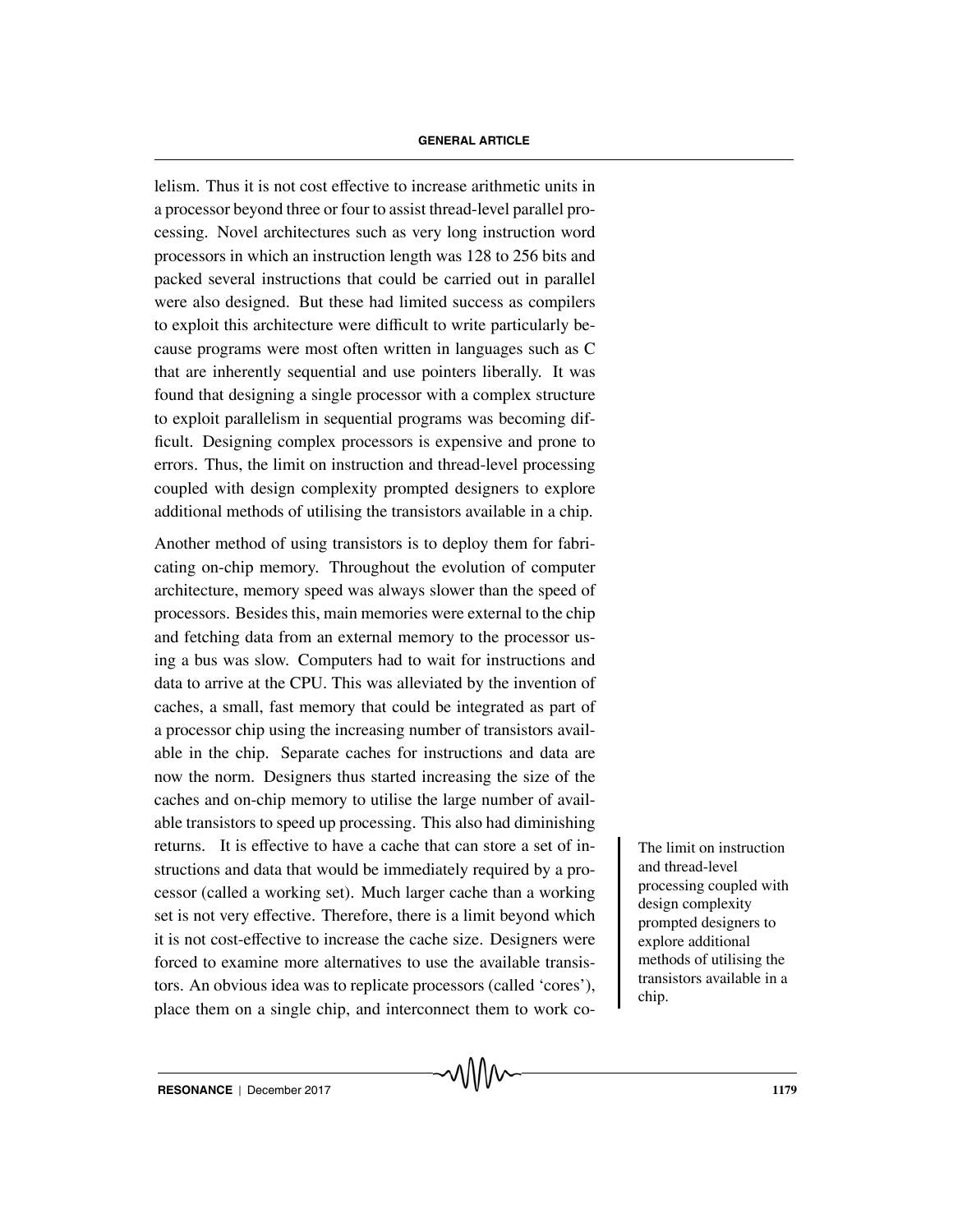lelism. Thus it is not cost effective to increase arithmetic units in a processor beyond three or four to assist thread-level parallel processing. Novel architectures such as very long instruction word processors in which an instruction length was 128 to 256 bits and packed several instructions that could be carried out in parallel were also designed. But these had limited success as compilers to exploit this architecture were difficult to write particularly because programs were most often written in languages such as C that are inherently sequential and use pointers liberally. It was found that designing a single processor with a complex structure to exploit parallelism in sequential programs was becoming difficult. Designing complex processors is expensive and prone to errors. Thus, the limit on instruction and thread-level processing coupled with design complexity prompted designers to explore additional methods of utilising the transistors available in a chip.

Another method of using transistors is to deploy them for fabricating on-chip memory. Throughout the evolution of computer architecture, memory speed was always slower than the speed of processors. Besides this, main memories were external to the chip and fetching data from an external memory to the processor using a bus was slow. Computers had to wait for instructions and data to arrive at the CPU. This was alleviated by the invention of caches, a small, fast memory that could be integrated as part of a processor chip using the increasing number of transistors available in the chip. Separate caches for instructions and data are now the norm. Designers thus started increasing the size of the caches and on-chip memory to utilise the large number of available transistors to speed up processing. This also had diminishing returns. It is effective to have a cache that can store a set of instructions and data that would be immediately required by a processor (called a working set). Much larger cache than a working set is not very effective. Therefore, there is a limit beyond which it is not cost-effective to increase the cache size. Designers were forced to examine more alternatives to use the available transistors. An obvious idea was to replicate processors (called 'cores'), place them on a single chip, and interconnect them to work co-

> The limit on instruction and thread-level processing coupled with design complexity prompted designers to explore additional methods of utilising the transistors available in a chip.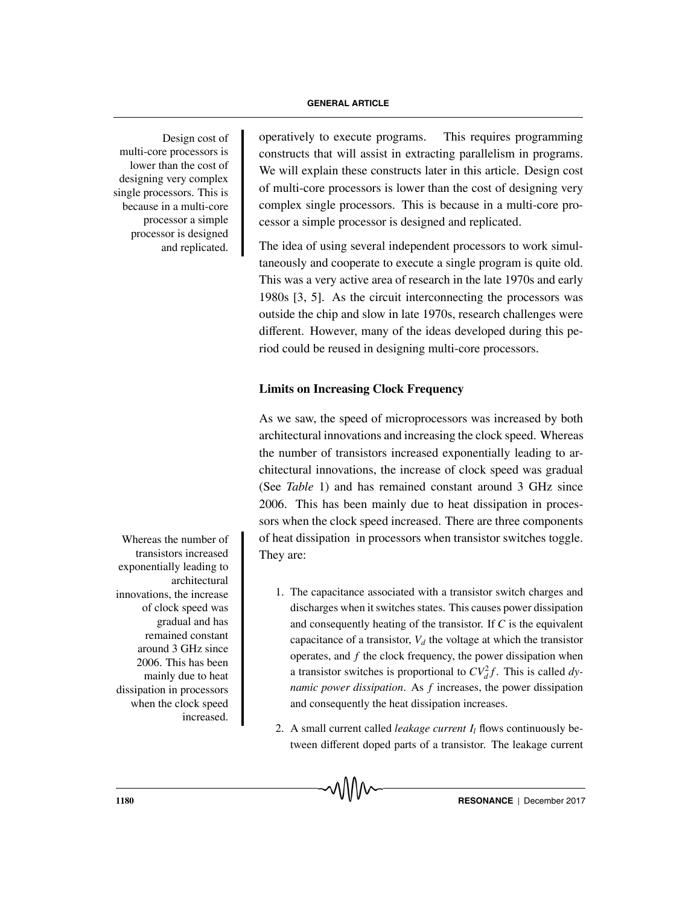operatively to execute programs. This requires programming constructs that will assist in extracting parallelism in programs. We will explain these constructs later in this article. Design cost of multi-core processors is lower than the cost of designing very complex single processors. This is because in a multi-core processor a simple processor is designed and replicated.

Design cost of multi-core processors is lower than the cost of designing very complex single processors. This is because in a multi-core processor a simple processor is designed and replicated.

The idea of using several independent processors to work simultaneously and cooperate to execute a single program is quite old. This was a very active area of research in the late 1970s and early 1980s [3, 5]. As the circuit interconnecting the processors was outside the chip and slow in late 1970s, research challenges were different. However, many of the ideas developed during this period could be reused in designing multi-core processors.

## Limits on Increasing Clock Frequency

As we saw, the speed of microprocessors was increased by both architectural innovations and increasing the clock speed. Whereas the number of transistors increased exponentially leading to architectural innovations, the increase of clock speed was gradual (See *Table* 1) and has remained constant around 3 GHz since 2006. This has been mainly due to heat dissipation in processors when the clock speed increased. There are three components of heat dissipation in processors when transistor switches toggle. They are:

Whereas the number of transistors increased exponentially leading to architectural innovations, the increase of clock speed was gradual and has remained constant around 3 GHz since 2006. This has been mainly due to heat dissipation in processors when the clock speed increased.

1. The capacitance associated with a transistor switch charges and discharges when it switches states. This causes power dissipation and consequently heating of the transistor. If $C$ is the equivalent capacitance of a transistor, $V_d$ the voltage at which the transistor operates, and $f$ the clock frequency, the power dissipation when a transistor switches is proportional to $CV_d^2 f$. This is called *dynamic power dissipation*. As $f$ increases, the power dissipation and consequently the heat dissipation increases.
2. A small current called *leakage current* $I_l$ flows continuously between different doped parts of a transistor. The leakage current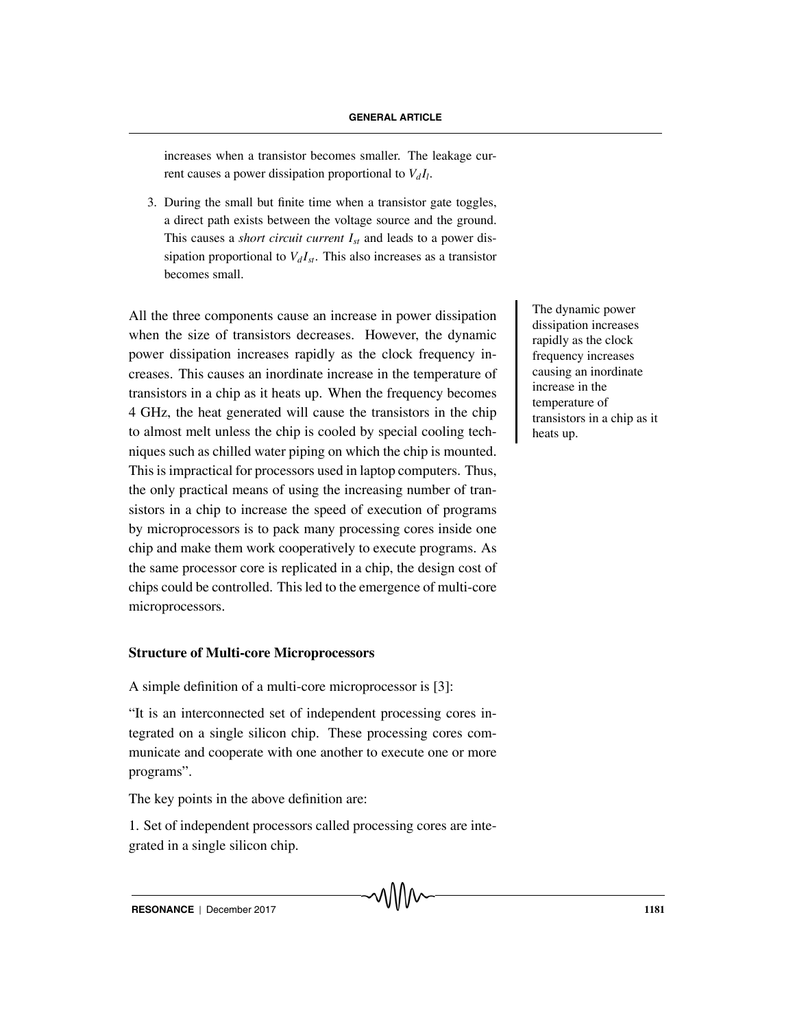increases when a transistor becomes smaller. The leakage current causes a power dissipation proportional to $V_d I_l$.

3. During the small but finite time when a transistor gate toggles, a direct path exists between the voltage source and the ground. This causes a *short circuit current* $I_{st}$ and leads to a power dissipation proportional to $V_d I_{st}$. This also increases as a transistor becomes small.

All the three components cause an increase in power dissipation when the size of transistors decreases. However, the dynamic power dissipation increases rapidly as the clock frequency increases. This causes an inordinate increase in the temperature of transistors in a chip as it heats up. When the frequency becomes 4 GHz, the heat generated will cause the transistors in the chip to almost melt unless the chip is cooled by special cooling techniques such as chilled water piping on which the chip is mounted. This is impractical for processors used in laptop computers. Thus, the only practical means of using the increasing number of transistors in a chip to increase the speed of execution of programs by microprocessors is to pack many processing cores inside one chip and make them work cooperatively to execute programs. As the same processor core is replicated in a chip, the design cost of chips could be controlled. This led to the emergence of multi-core microprocessors.

> The dynamic power dissipation increases rapidly as the clock frequency increases causing an inordinate increase in the temperature of transistors in a chip as it heats up.

## Structure of Multi-core Microprocessors

A simple definition of a multi-core microprocessor is [3]:

"It is an interconnected set of independent processing cores integrated on a single silicon chip. These processing cores communicate and cooperate with one another to execute one or more programs".

The key points in the above definition are:

1. Set of independent processors called processing cores are integrated in a single silicon chip.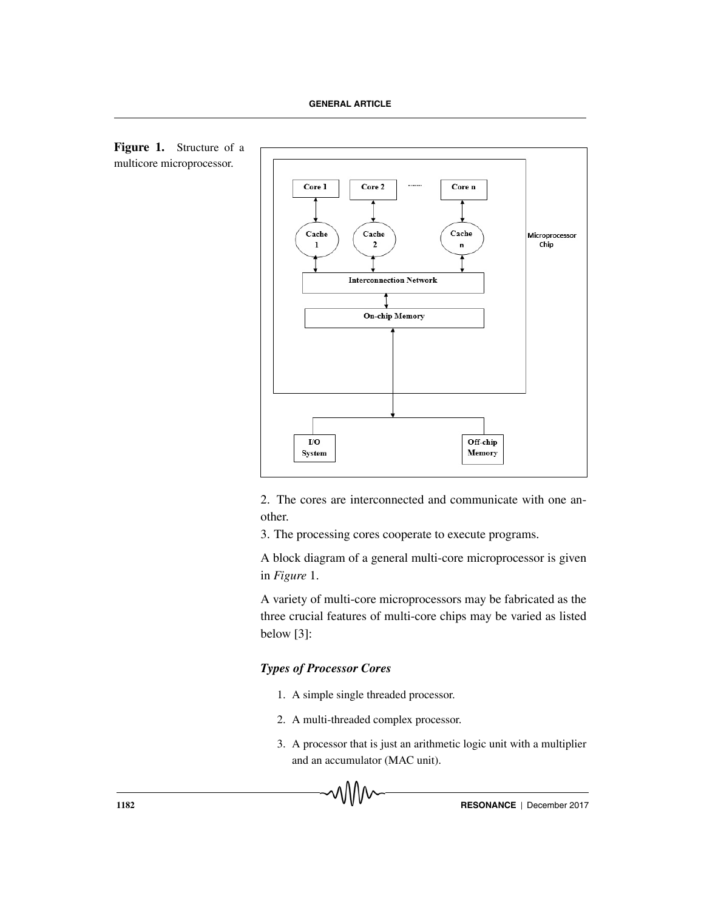**Figure 1.** Structure of a multicore microprocessor.

2. The cores are interconnected and communicate with one another.
3. The processing cores cooperate to execute programs.

A block diagram of a general multi-core microprocessor is given in *Figure* 1.

A variety of multi-core microprocessors may be fabricated as the three crucial features of multi-core chips may be varied as listed below [3]:

### *Types of Processor Cores*

1. A simple single threaded processor.
2. A multi-threaded complex processor.
3. A processor that is just an arithmetic logic unit with a multiplier and an accumulator (MAC unit).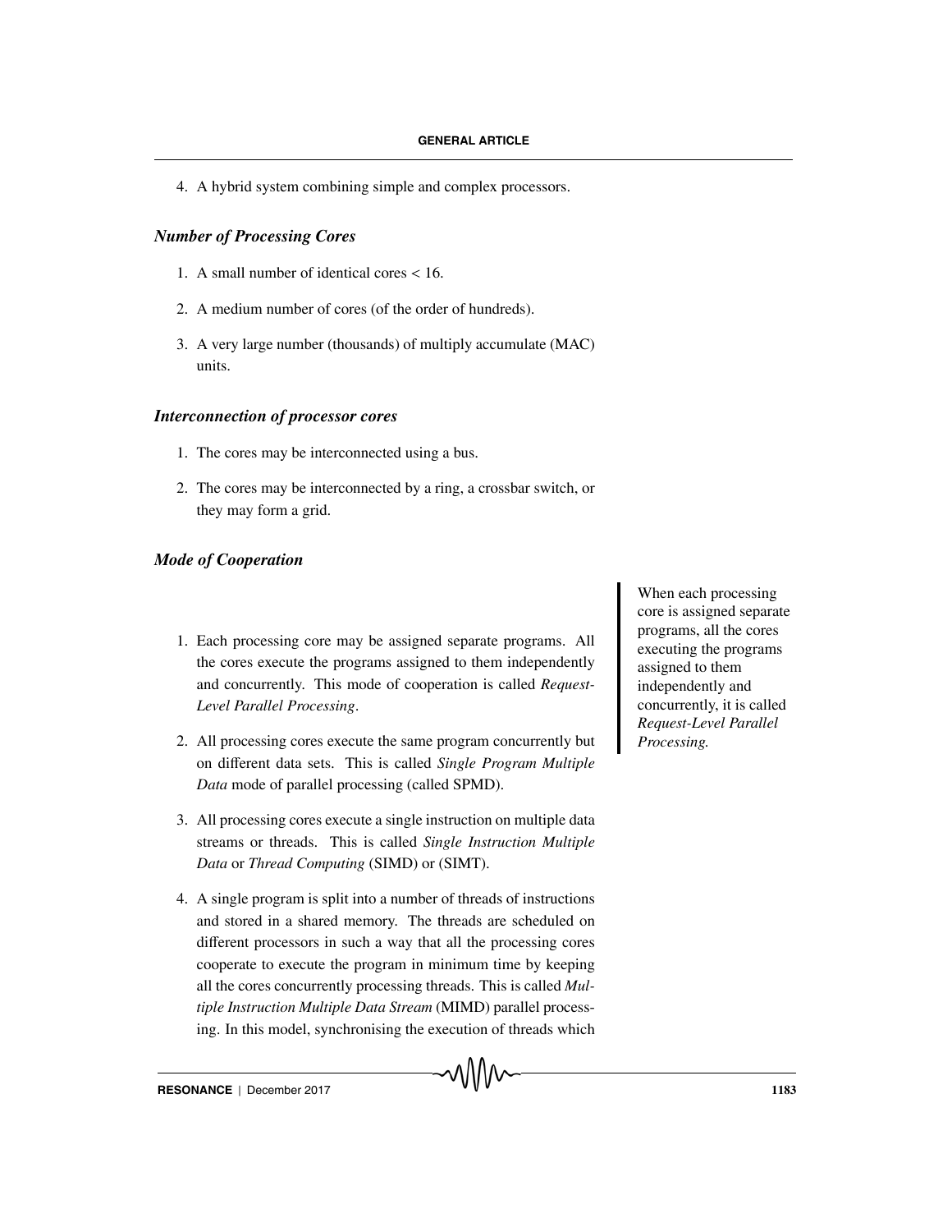4. A hybrid system combining simple and complex processors.

### *Number of Processing Cores*

1. A small number of identical cores < 16.
2. A medium number of cores (of the order of hundreds).
3. A very large number (thousands) of multiply accumulate (MAC) units.

### *Interconnection of processor cores*

1. The cores may be interconnected using a bus.
2. The cores may be interconnected by a ring, a crossbar switch, or they may form a grid.

### *Mode of Cooperation*

1. Each processing core may be assigned separate programs. All the cores execute the programs assigned to them independently and concurrently. This mode of cooperation is called *Request-Level Parallel Processing*.
2. All processing cores execute the same program concurrently but on different data sets. This is called *Single Program Multiple Data* mode of parallel processing (called SPMD).
3. All processing cores execute a single instruction on multiple data streams or threads. This is called *Single Instruction Multiple Data* or *Thread Computing* (SIMD) or (SIMT).
4. A single program is split into a number of threads of instructions and stored in a shared memory. The threads are scheduled on different processors in such a way that all the processing cores cooperate to execute the program in minimum time by keeping all the cores concurrently processing threads. This is called *Multiple Instruction Multiple Data Stream* (MIMD) parallel processing. In this model, synchronising the execution of threads which

> When each processing core is assigned separate programs, all the cores executing the programs assigned to them independently and concurrently, it is called *Request-Level Parallel Processing.*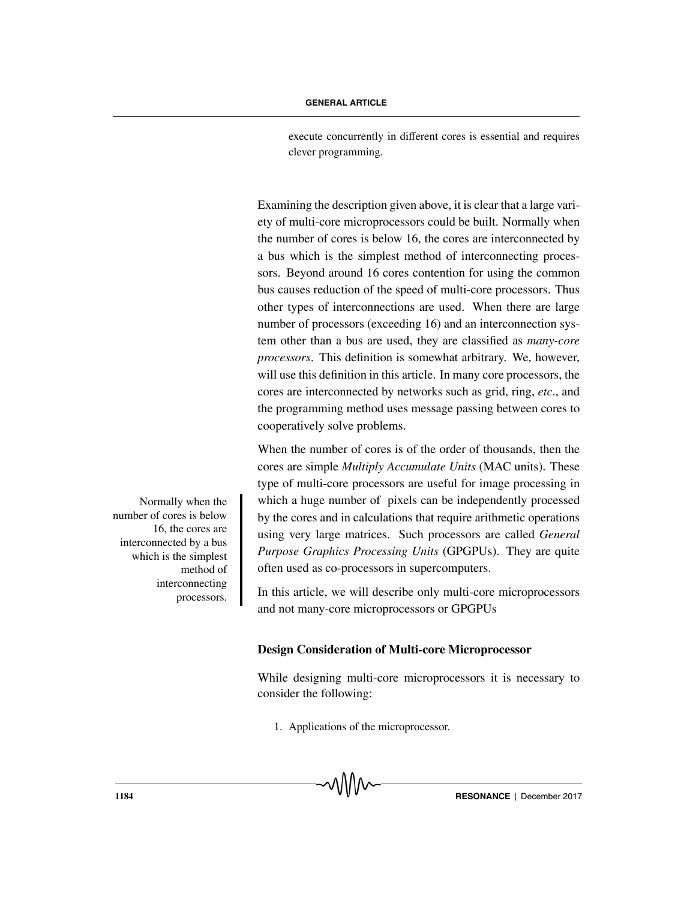execute concurrently in different cores is essential and requires clever programming.

Examining the description given above, it is clear that a large variety of multi-core microprocessors could be built. Normally when the number of cores is below 16, the cores are interconnected by a bus which is the simplest method of interconnecting processors. Beyond around 16 cores contention for using the common bus causes reduction of the speed of multi-core processors. Thus other types of interconnections are used. When there are large number of processors (exceeding 16) and an interconnection system other than a bus are used, they are classified as *many-core processors*. This definition is somewhat arbitrary. We, however, will use this definition in this article. In many core processors, the cores are interconnected by networks such as grid, ring, *etc*., and the programming method uses message passing between cores to cooperatively solve problems.

When the number of cores is of the order of thousands, then the cores are simple *Multiply Accumulate Units* (MAC units). These type of multi-core processors are useful for image processing in which a huge number of pixels can be independently processed by the cores and in calculations that require arithmetic operations using very large matrices. Such processors are called *General Purpose Graphics Processing Units* (GPGPUs). They are quite often used as co-processors in supercomputers.

Normally when the number of cores is below 16, the cores are interconnected by a bus which is the simplest method of interconnecting processors.

In this article, we will describe only multi-core microprocessors and not many-core microprocessors or GPGPUs

### Design Consideration of Multi-core Microprocessor

While designing multi-core microprocessors it is necessary to consider the following:

1. Applications of the microprocessor.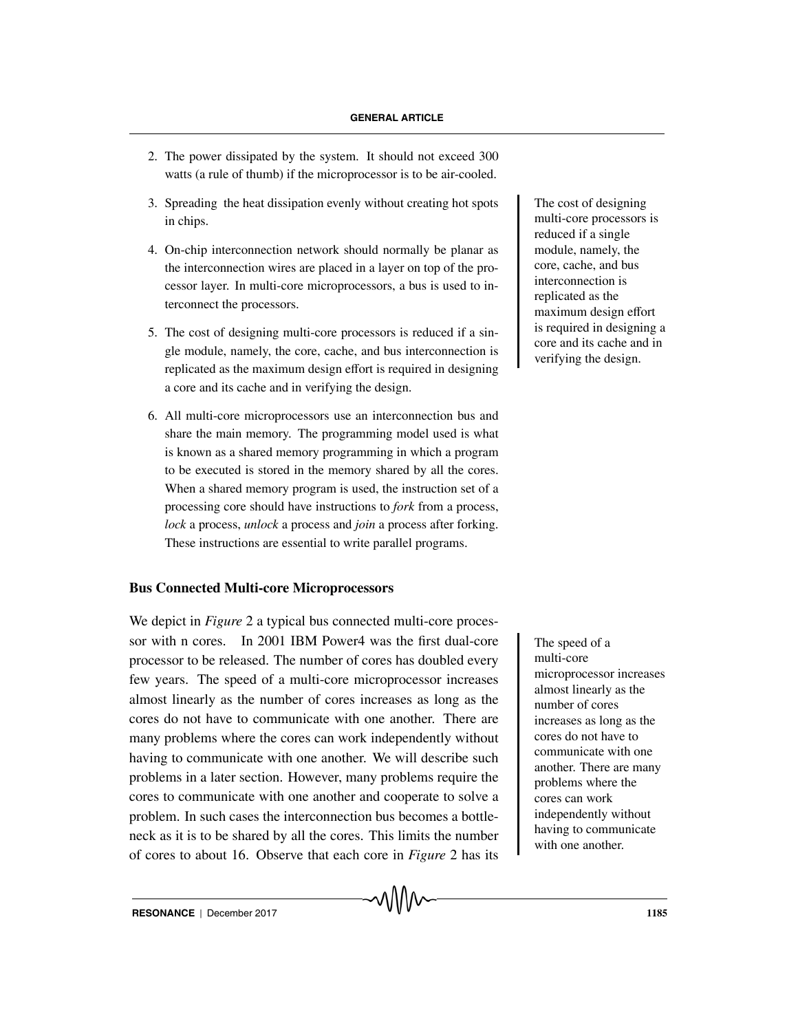2. The power dissipated by the system. It should not exceed 300 watts (a rule of thumb) if the microprocessor is to be air-cooled.

3. Spreading the heat dissipation evenly without creating hot spots in chips.

4. On-chip interconnection network should normally be planar as the interconnection wires are placed in a layer on top of the processor layer. In multi-core microprocessors, a bus is used to interconnect the processors.

5. The cost of designing multi-core processors is reduced if a single module, namely, the core, cache, and bus interconnection is replicated as the maximum design effort is required in designing a core and its cache and in verifying the design.

6. All multi-core microprocessors use an interconnection bus and share the main memory. The programming model used is what is known as a shared memory programming in which a program to be executed is stored in the memory shared by all the cores. When a shared memory program is used, the instruction set of a processing core should have instructions to *fork* from a process, *lock* a process, *unlock* a process and *join* a process after forking. These instructions are essential to write parallel programs.

The cost of designing multi-core processors is reduced if a single module, namely, the core, cache, and bus interconnection is replicated as the maximum design effort is required in designing a core and its cache and in verifying the design.

## Bus Connected Multi-core Microprocessors

We depict in *Figure* 2 a typical bus connected multi-core processor with n cores. In 2001 IBM Power4 was the first dual-core processor to be released. The number of cores has doubled every few years. The speed of a multi-core microprocessor increases almost linearly as the number of cores increases as long as the cores do not have to communicate with one another. There are many problems where the cores can work independently without having to communicate with one another. We will describe such problems in a later section. However, many problems require the cores to communicate with one another and cooperate to solve a problem. In such cases the interconnection bus becomes a bottleneck as it is to be shared by all the cores. This limits the number of cores to about 16. Observe that each core in *Figure* 2 has its

The speed of a multi-core microprocessor increases almost linearly as the number of cores increases as long as the cores do not have to communicate with one another. There are many problems where the cores can work independently without having to communicate with one another.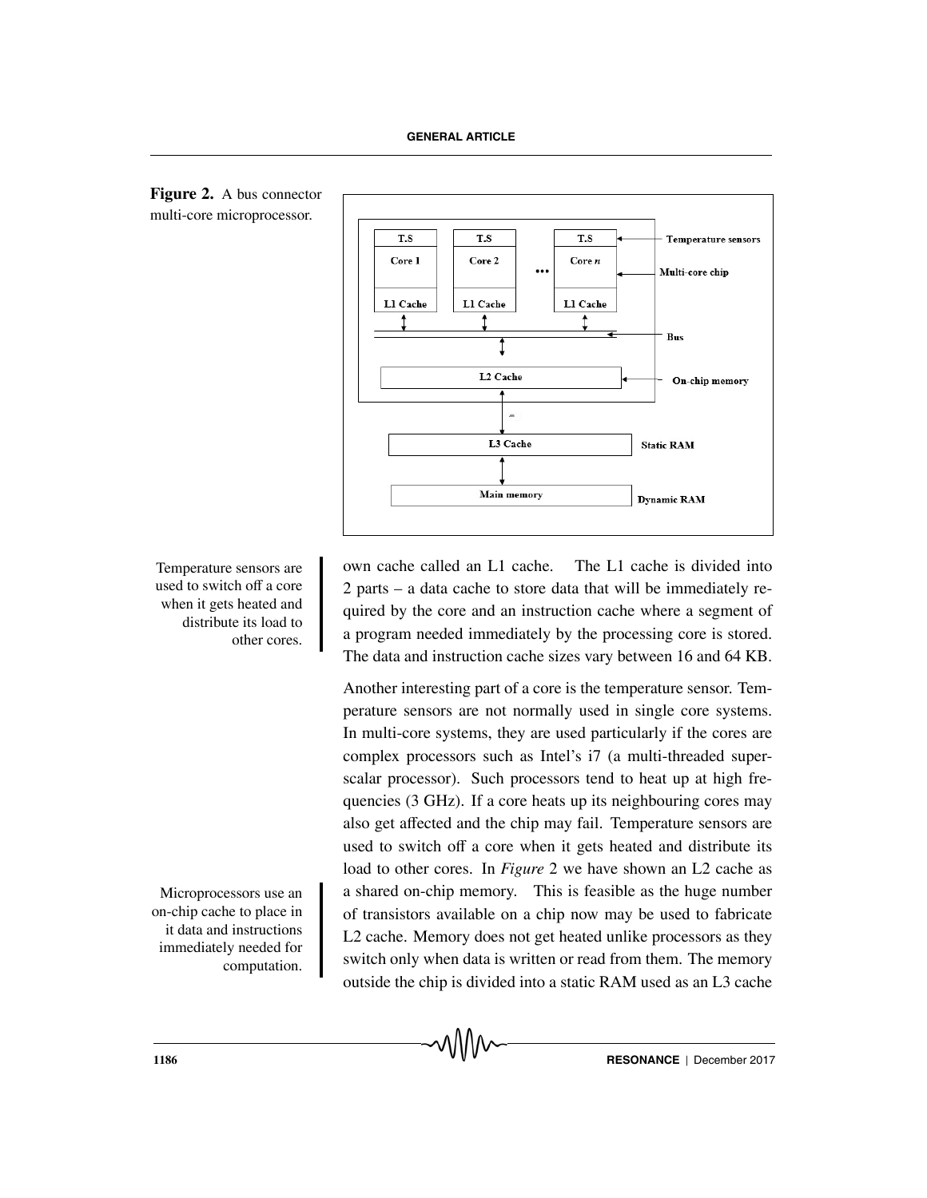**Figure 2.** A bus connector multi-core microprocessor.

own cache called an L1 cache. The L1 cache is divided into 2 parts – a data cache to store data that will be immediately required by the core and an instruction cache where a segment of a program needed immediately by the processing core is stored. The data and instruction cache sizes vary between 16 and 64 KB.

Temperature sensors are used to switch off a core when it gets heated and distribute its load to other cores.

Another interesting part of a core is the temperature sensor. Temperature sensors are not normally used in single core systems. In multi-core systems, they are used particularly if the cores are complex processors such as Intel's i7 (a multi-threaded superscalar processor). Such processors tend to heat up at high frequencies (3 GHz). If a core heats up its neighbouring cores may also get affected and the chip may fail. Temperature sensors are used to switch off a core when it gets heated and distribute its load to other cores. In *Figure* 2 we have shown an L2 cache as a shared on-chip memory. This is feasible as the huge number of transistors available on a chip now may be used to fabricate L2 cache. Memory does not get heated unlike processors as they switch only when data is written or read from them. The memory outside the chip is divided into a static RAM used as an L3 cache

Microprocessors use an on-chip cache to place in it data and instructions immediately needed for computation.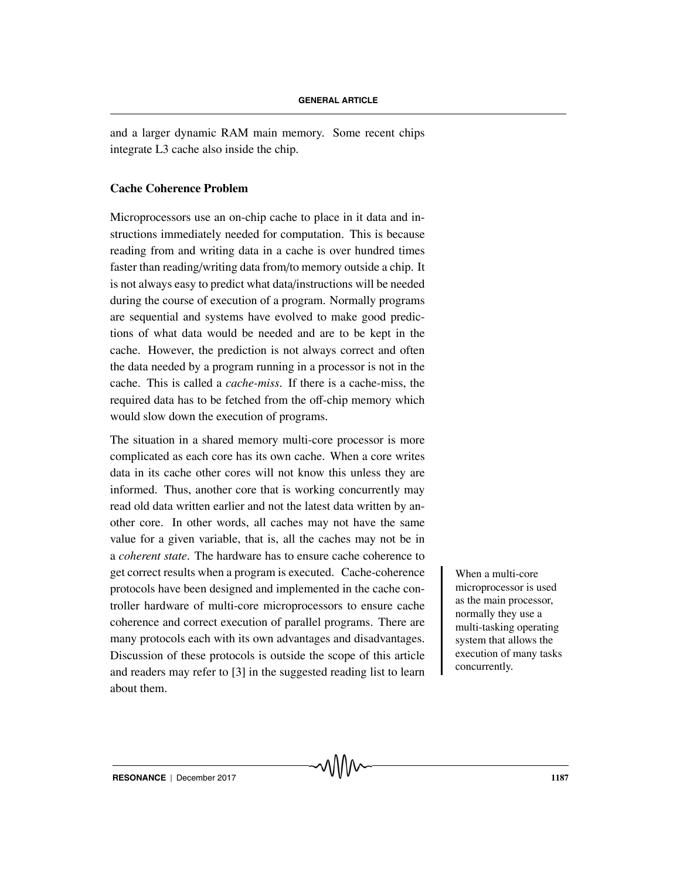and a larger dynamic RAM main memory. Some recent chips integrate L3 cache also inside the chip.

### Cache Coherence Problem

Microprocessors use an on-chip cache to place in it data and instructions immediately needed for computation. This is because reading from and writing data in a cache is over hundred times faster than reading/writing data from/to memory outside a chip. It is not always easy to predict what data/instructions will be needed during the course of execution of a program. Normally programs are sequential and systems have evolved to make good predictions of what data would be needed and are to be kept in the cache. However, the prediction is not always correct and often the data needed by a program running in a processor is not in the cache. This is called a *cache-miss*. If there is a cache-miss, the required data has to be fetched from the off-chip memory which would slow down the execution of programs.

The situation in a shared memory multi-core processor is more complicated as each core has its own cache. When a core writes data in its cache other cores will not know this unless they are informed. Thus, another core that is working concurrently may read old data written earlier and not the latest data written by another core. In other words, all caches may not have the same value for a given variable, that is, all the caches may not be in a *coherent state*. The hardware has to ensure cache coherence to get correct results when a program is executed. Cache-coherence protocols have been designed and implemented in the cache controller hardware of multi-core microprocessors to ensure cache coherence and correct execution of parallel programs. There are many protocols each with its own advantages and disadvantages. Discussion of these protocols is outside the scope of this article and readers may refer to [3] in the suggested reading list to learn about them.

When a multi-core microprocessor is used as the main processor, normally they use a multi-tasking operating system that allows the execution of many tasks concurrently.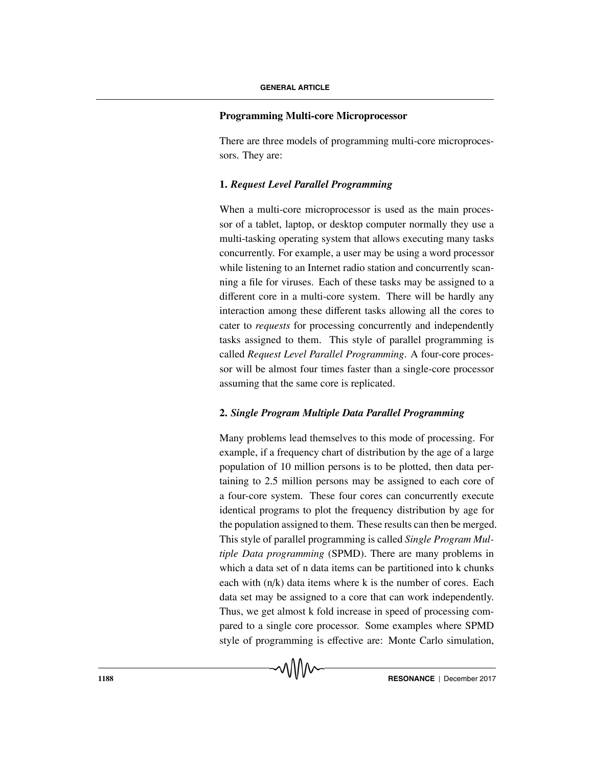## Programming Multi-core Microprocessor

There are three models of programming multi-core microprocessors. They are:

### 1. *Request Level Parallel Programming*

When a multi-core microprocessor is used as the main processor of a tablet, laptop, or desktop computer normally they use a multi-tasking operating system that allows executing many tasks concurrently. For example, a user may be using a word processor while listening to an Internet radio station and concurrently scanning a file for viruses. Each of these tasks may be assigned to a different core in a multi-core system. There will be hardly any interaction among these different tasks allowing all the cores to cater to *requests* for processing concurrently and independently tasks assigned to them. This style of parallel programming is called *Request Level Parallel Programming*. A four-core processor will be almost four times faster than a single-core processor assuming that the same core is replicated.

### 2. *Single Program Multiple Data Parallel Programming*

Many problems lead themselves to this mode of processing. For example, if a frequency chart of distribution by the age of a large population of 10 million persons is to be plotted, then data pertaining to 2.5 million persons may be assigned to each core of a four-core system. These four cores can concurrently execute identical programs to plot the frequency distribution by age for the population assigned to them. These results can then be merged. This style of parallel programming is called *Single Program Multiple Data programming* (SPMD). There are many problems in which a data set of n data items can be partitioned into k chunks each with (n/k) data items where k is the number of cores. Each data set may be assigned to a core that can work independently. Thus, we get almost k fold increase in speed of processing compared to a single core processor. Some examples where SPMD style of programming is effective are: Monte Carlo simulation,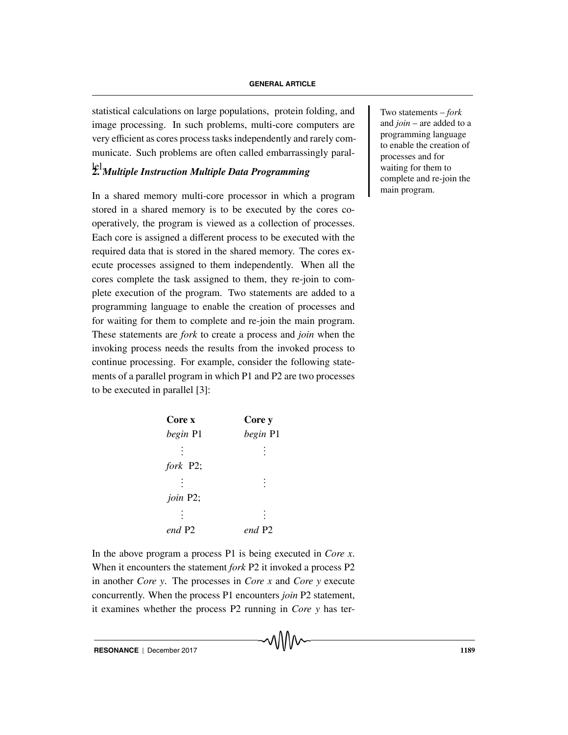statistical calculations on large populations, protein folding, and image processing. In such problems, multi-core computers are very efficient as cores process tasks independently and rarely communicate. Such problems are often called embarrassingly parallel.

### 2. *Multiple Instruction Multiple Data Programming*

In a shared memory multi-core processor in which a program stored in a shared memory is to be executed by the cores cooperatively, the program is viewed as a collection of processes. Each core is assigned a different process to be executed with the required data that is stored in the shared memory. The cores execute processes assigned to them independently. When all the cores complete the task assigned to them, they re-join to complete execution of the program. Two statements are added to a programming language to enable the creation of processes and for waiting for them to complete and re-join the main program. These statements are *fork* to create a process and *join* when the invoking process needs the results from the invoked process to continue processing. For example, consider the following statements of a parallel program in which P1 and P2 are two processes to be executed in parallel [3]:

Two statements – *fork* and *join* – are added to a programming language to enable the creation of processes and for waiting for them to complete and re-join the main program.

| **Core x** | **Core y** |
|---|---|
| *begin* P1 | *begin* P1 |
| ⋮ | ⋮ |
| *fork* P2; | |
| ⋮ | ⋮ |
| *join* P2; | |
| ⋮ | ⋮ |
| *end* P2 | *end* P2 |

In the above program a process P1 is being executed in *Core x*. When it encounters the statement *fork* P2 it invoked a process P2 in another *Core y*. The processes in *Core x* and *Core y* execute concurrently. When the process P1 encounters *join* P2 statement, it examines whether the process P2 running in *Core y* has ter-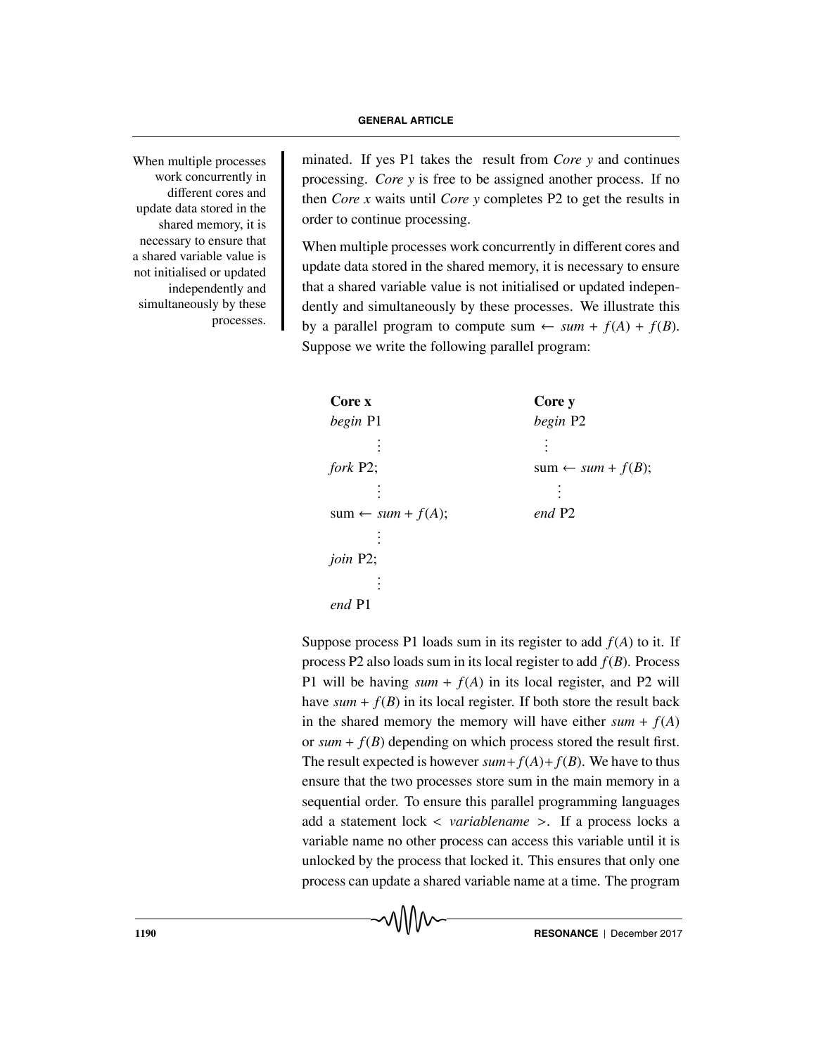minated. If yes P1 takes the result from *Core y* and continues processing. *Core y* is free to be assigned another process. If no then *Core x* waits until *Core y* completes P2 to get the results in order to continue processing.

When multiple processes work concurrently in different cores and update data stored in the shared memory, it is necessary to ensure that a shared variable value is not initialised or updated independently and simultaneously by these processes.

When multiple processes work concurrently in different cores and update data stored in the shared memory, it is necessary to ensure that a shared variable value is not initialised or updated independently and simultaneously by these processes. We illustrate this by a parallel program to compute sum $\leftarrow sum + f(A) + f(B)$. Suppose we write the following parallel program:

| **Core x** | **Core y** |
|---|---|
| *begin* P1 | *begin* P2 |
| ⋮ | ⋮ |
| *fork* P2; | sum $\leftarrow sum + f(B)$; |
| ⋮ | ⋮ |
| sum $\leftarrow sum + f(A)$; | *end* P2 |
| ⋮ | |
| *join* P2; | |
| ⋮ | |
| *end* P1 | |

Suppose process P1 loads sum in its register to add $f(A)$ to it. If process P2 also loads sum in its local register to add $f(B)$. Process P1 will be having $sum + f(A)$ in its local register, and P2 will have $sum + f(B)$ in its local register. If both store the result back in the shared memory the memory will have either $sum + f(A)$ or $sum + f(B)$ depending on which process stored the result first. The result expected is however $sum+f(A)+f(B)$. We have to thus ensure that the two processes store sum in the main memory in a sequential order. To ensure this parallel programming languages add a statement lock < *variablename* >. If a process locks a variable name no other process can access this variable until it is unlocked by the process that locked it. This ensures that only one process can update a shared variable name at a time. The program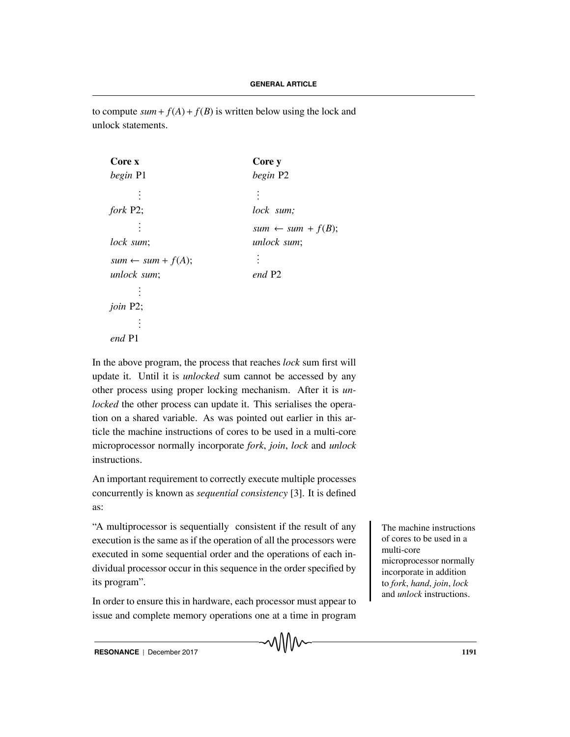to compute $sum + f(A) + f(B)$ is written below using the lock and unlock statements.

| **Core x** | **Core y** |
|---|---|
| *begin* P1 | *begin* P2 |
| ⋮ | ⋮ |
| *fork* P2; | *lock sum;* |
| ⋮ | $sum \leftarrow sum + f(B)$; |
| *lock sum*; | *unlock sum*; |
| $sum \leftarrow sum + f(A)$; | ⋮ |
| *unlock sum*; | *end* P2 |
| ⋮ | |
| *join* P2; | |
| ⋮ | |
| *end* P1 | |

In the above program, the process that reaches *lock* sum first will update it. Until it is *unlocked* sum cannot be accessed by any other process using proper locking mechanism. After it is *unlocked* the other process can update it. This serialises the operation on a shared variable. As was pointed out earlier in this article the machine instructions of cores to be used in a multi-core microprocessor normally incorporate *fork*, *join*, *lock* and *unlock* instructions.

An important requirement to correctly execute multiple processes concurrently is known as *sequential consistency* [3]. It is defined as:

"A multiprocessor is sequentially consistent if the result of any execution is the same as if the operation of all the processors were executed in some sequential order and the operations of each individual processor occur in this sequence in the order specified by its program".

In order to ensure this in hardware, each processor must appear to issue and complete memory operations one at a time in program

The machine instructions of cores to be used in a multi-core microprocessor normally incorporate in addition to *fork*, *hand*, *join*, *lock* and *unlock* instructions.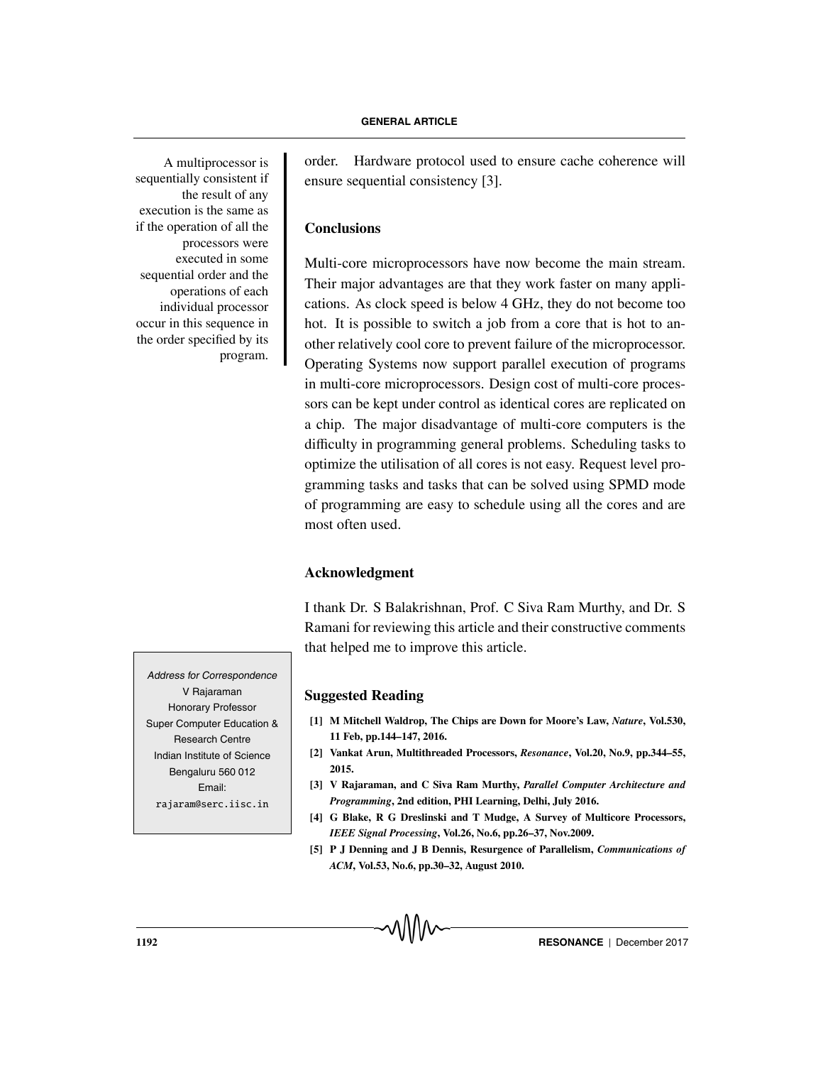order. Hardware protocol used to ensure cache coherence will ensure sequential consistency [3].

A multiprocessor is sequentially consistent if the result of any execution is the same as if the operation of all the processors were executed in some sequential order and the operations of each individual processor occur in this sequence in the order specified by its program.

## Conclusions

Multi-core microprocessors have now become the main stream. Their major advantages are that they work faster on many applications. As clock speed is below 4 GHz, they do not become too hot. It is possible to switch a job from a core that is hot to another relatively cool core to prevent failure of the microprocessor. Operating Systems now support parallel execution of programs in multi-core microprocessors. Design cost of multi-core processors can be kept under control as identical cores are replicated on a chip. The major disadvantage of multi-core computers is the difficulty in programming general problems. Scheduling tasks to optimize the utilisation of all cores is not easy. Request level programming tasks and tasks that can be solved using SPMD mode of programming are easy to schedule using all the cores and are most often used.

## Acknowledgment

I thank Dr. S Balakrishnan, Prof. C Siva Ram Murthy, and Dr. S Ramani for reviewing this article and their constructive comments that helped me to improve this article.

## Suggested Reading

- **[1] M Mitchell Waldrop, The Chips are Down for Moore's Law, *Nature*, Vol.530, 11 Feb, pp.144–147, 2016.**
- **[2] Vankat Arun, Multithreaded Processors, *Resonance*, Vol.20, No.9, pp.344–55, 2015.**
- **[3] V Rajaraman, and C Siva Ram Murthy, *Parallel Computer Architecture and Programming*, 2nd edition, PHI Learning, Delhi, July 2016.**
- **[4] G Blake, R G Dreslinski and T Mudge, A Survey of Multicore Processors, *IEEE Signal Processing*, Vol.26, No.6, pp.26–37, Nov.2009.**
- **[5] P J Denning and J B Dennis, Resurgence of Parallelism, *Communications of ACM*, Vol.53, No.6, pp.30–32, August 2010.**

*Address for Correspondence*
V Rajaraman
Honorary Professor
Super Computer Education & Research Centre
Indian Institute of Science
Bengaluru 560 012
Email:
rajaram@serc.iisc.in